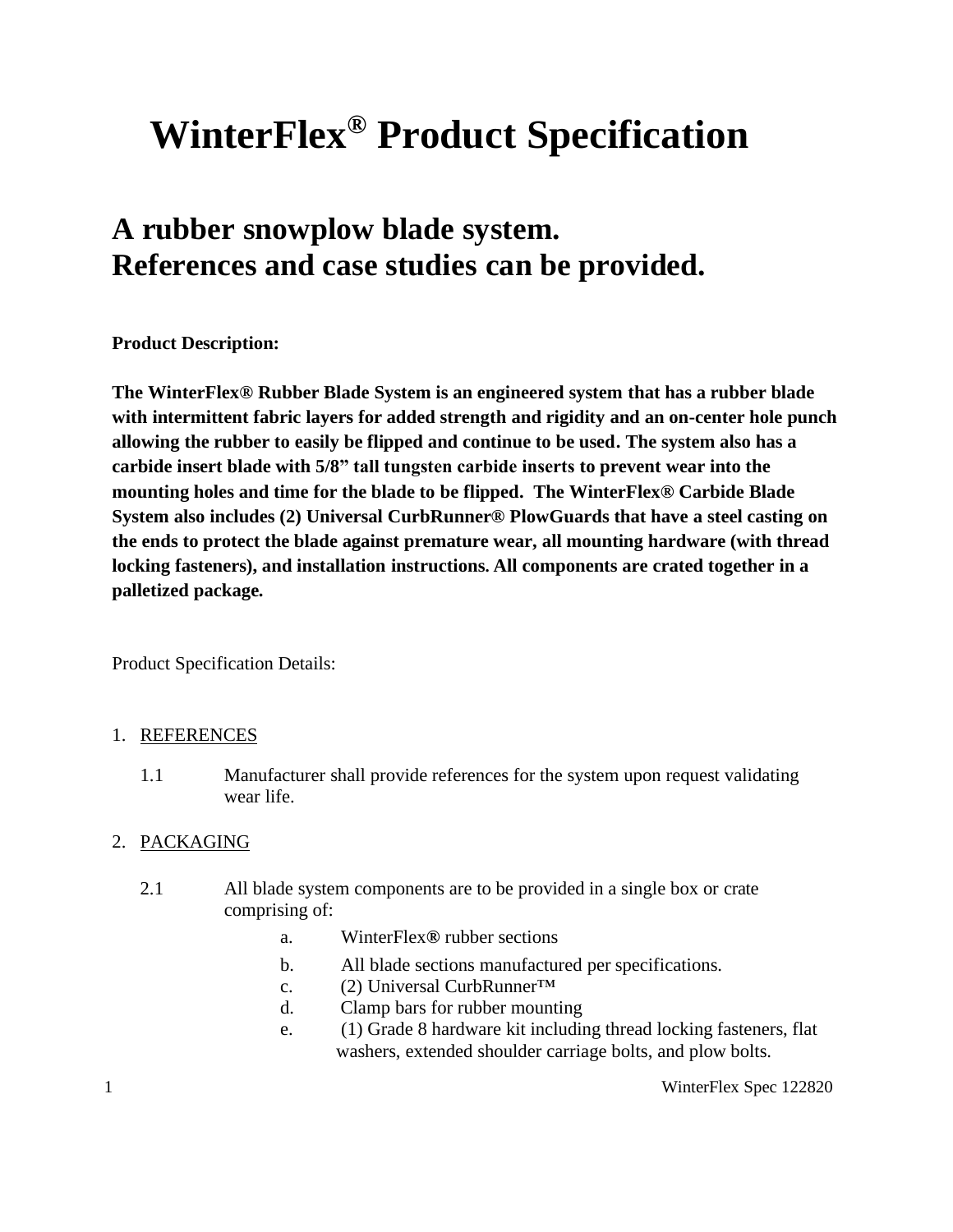# WinterFlex® Product Specification

## A rubber snowplow blade system.
## References and case studies can be provided.

**Product Description:**

**The WinterFlex® Rubber Blade System is an engineered system that has a rubber blade with intermittent fabric layers for added strength and rigidity and an on-center hole punch allowing the rubber to easily be flipped and continue to be used. The system also has a carbide insert blade with 5/8" tall tungsten carbide inserts to prevent wear into the mounting holes and time for the blade to be flipped. The WinterFlex® Carbide Blade System also includes (2) Universal CurbRunner® PlowGuards that have a steel casting on the ends to protect the blade against premature wear, all mounting hardware (with thread locking fasteners), and installation instructions. All components are crated together in a palletized package.**

Product Specification Details:

1. <u>REFERENCES</u>

   1.1 Manufacturer shall provide references for the system upon request validating wear life.

2. <u>PACKAGING</u>

   2.1 All blade system components are to be provided in a single box or crate comprising of:

   a. WinterFlex® rubber sections
   b. All blade sections manufactured per specifications.
   c. (2) Universal CurbRunner™
   d. Clamp bars for rubber mounting
   e. (1) Grade 8 hardware kit including thread locking fasteners, flat washers, extended shoulder carriage bolts, and plow bolts.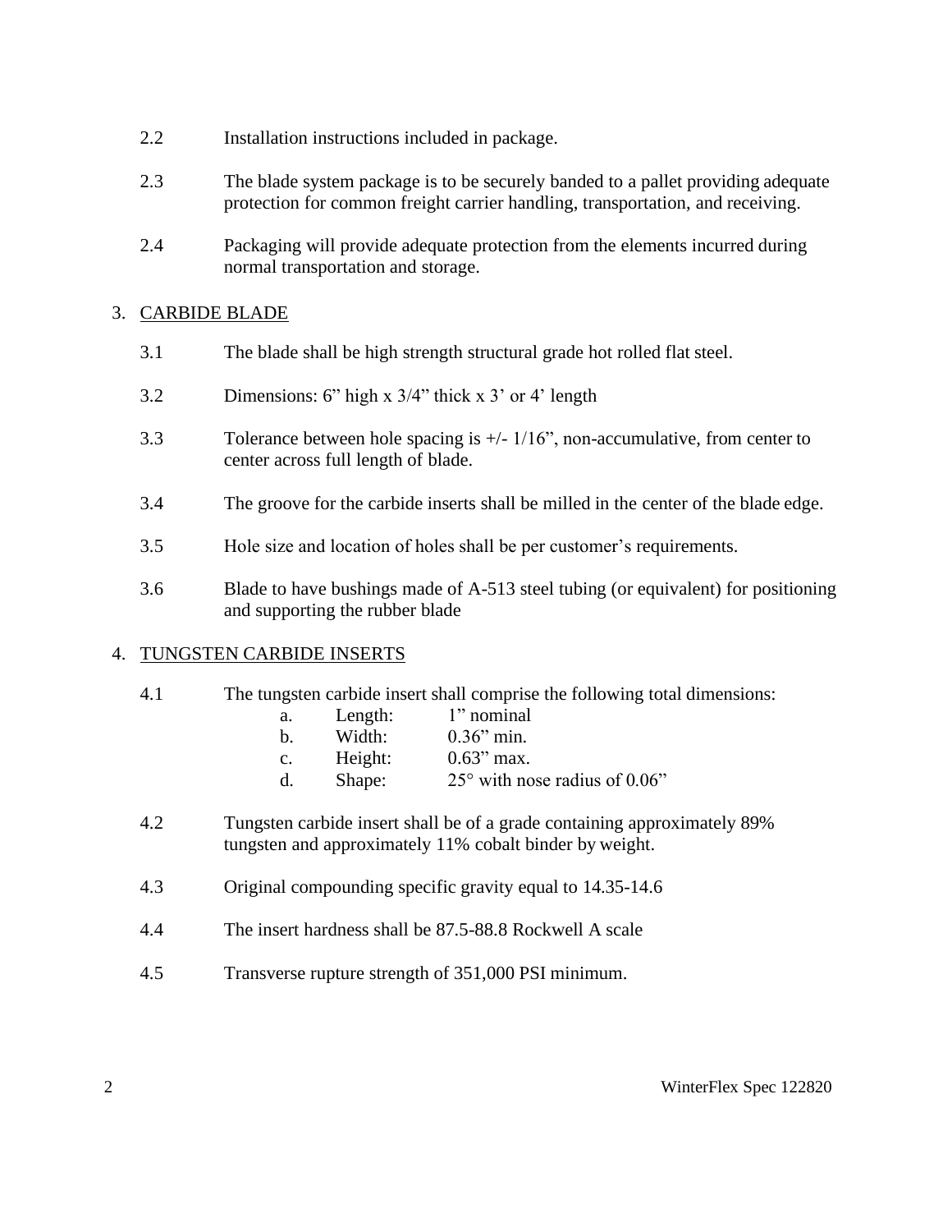2.2 Installation instructions included in package.

2.3 The blade system package is to be securely banded to a pallet providing adequate protection for common freight carrier handling, transportation, and receiving.

2.4 Packaging will provide adequate protection from the elements incurred during normal transportation and storage.

## 3. CARBIDE BLADE

3.1 The blade shall be high strength structural grade hot rolled flat steel.

3.2 Dimensions: 6" high x 3/4" thick x 3' or 4' length

3.3 Tolerance between hole spacing is +/- 1/16", non-accumulative, from center to center across full length of blade.

3.4 The groove for the carbide inserts shall be milled in the center of the blade edge.

3.5 Hole size and location of holes shall be per customer's requirements.

3.6 Blade to have bushings made of A-513 steel tubing (or equivalent) for positioning and supporting the rubber blade

## 4. TUNGSTEN CARBIDE INSERTS

4.1 The tungsten carbide insert shall comprise the following total dimensions:

- a. Length: 1" nominal
- b. Width: 0.36" min.
- c. Height: 0.63" max.
- d. Shape: 25° with nose radius of 0.06"

4.2 Tungsten carbide insert shall be of a grade containing approximately 89% tungsten and approximately 11% cobalt binder by weight.

4.3 Original compounding specific gravity equal to 14.35-14.6

4.4 The insert hardness shall be 87.5-88.8 Rockwell A scale

4.5 Transverse rupture strength of 351,000 PSI minimum.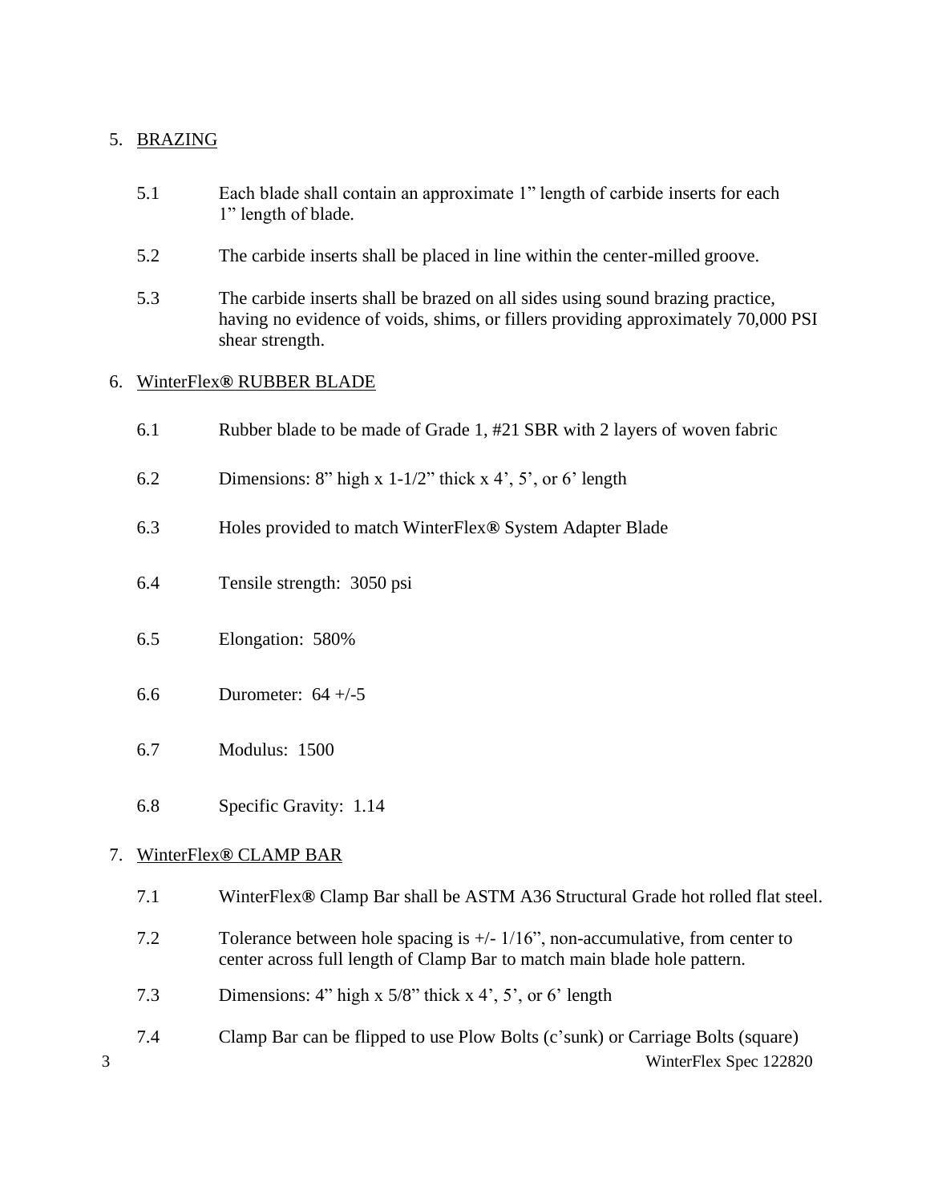5. BRAZING

5.1 Each blade shall contain an approximate 1” length of carbide inserts for each 1” length of blade.

5.2 The carbide inserts shall be placed in line within the center-milled groove.

5.3 The carbide inserts shall be brazed on all sides using sound brazing practice, having no evidence of voids, shims, or fillers providing approximately 70,000 PSI shear strength.

6. WinterFlex® RUBBER BLADE

6.1 Rubber blade to be made of Grade 1, #21 SBR with 2 layers of woven fabric

6.2 Dimensions: 8” high x 1-1/2” thick x 4’, 5’, or 6’ length

6.3 Holes provided to match WinterFlex® System Adapter Blade

6.4 Tensile strength: 3050 psi

6.5 Elongation: 580%

6.6 Durometer: 64 +/-5

6.7 Modulus: 1500

6.8 Specific Gravity: 1.14

7. WinterFlex® CLAMP BAR

7.1 WinterFlex® Clamp Bar shall be ASTM A36 Structural Grade hot rolled flat steel.

7.2 Tolerance between hole spacing is +/- 1/16”, non-accumulative, from center to center across full length of Clamp Bar to match main blade hole pattern.

7.3 Dimensions: 4” high x 5/8” thick x 4’, 5’, or 6’ length

7.4 Clamp Bar can be flipped to use Plow Bolts (c’sunk) or Carriage Bolts (square)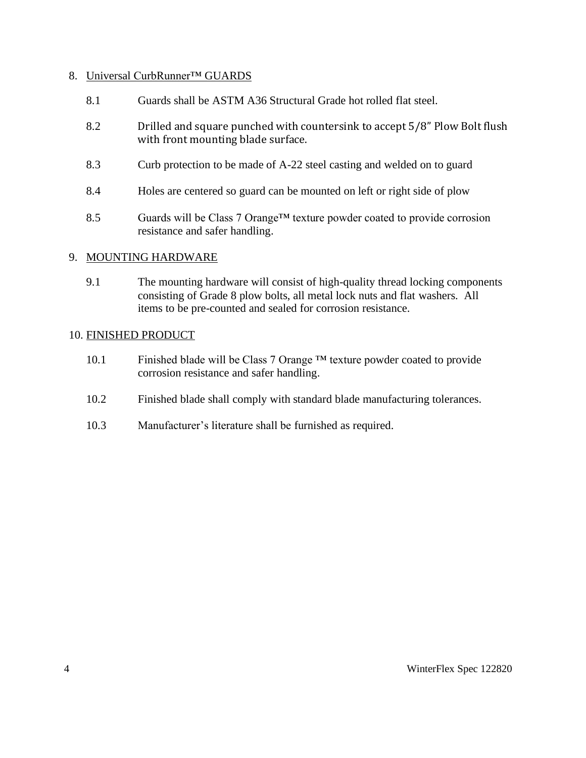8. <u>Universal CurbRunner™ GUARDS</u>

   8.1 Guards shall be ASTM A36 Structural Grade hot rolled flat steel.

   8.2 Drilled and square punched with countersink to accept 5/8" Plow Bolt flush with front mounting blade surface.

   8.3 Curb protection to be made of A-22 steel casting and welded on to guard

   8.4 Holes are centered so guard can be mounted on left or right side of plow

   8.5 Guards will be Class 7 Orange™ texture powder coated to provide corrosion resistance and safer handling.

9. <u>MOUNTING HARDWARE</u>

   9.1 The mounting hardware will consist of high-quality thread locking components consisting of Grade 8 plow bolts, all metal lock nuts and flat washers. All items to be pre-counted and sealed for corrosion resistance.

10. <u>FINISHED PRODUCT</u>

    10.1 Finished blade will be Class 7 Orange ™ texture powder coated to provide corrosion resistance and safer handling.

    10.2 Finished blade shall comply with standard blade manufacturing tolerances.

    10.3 Manufacturer's literature shall be furnished as required.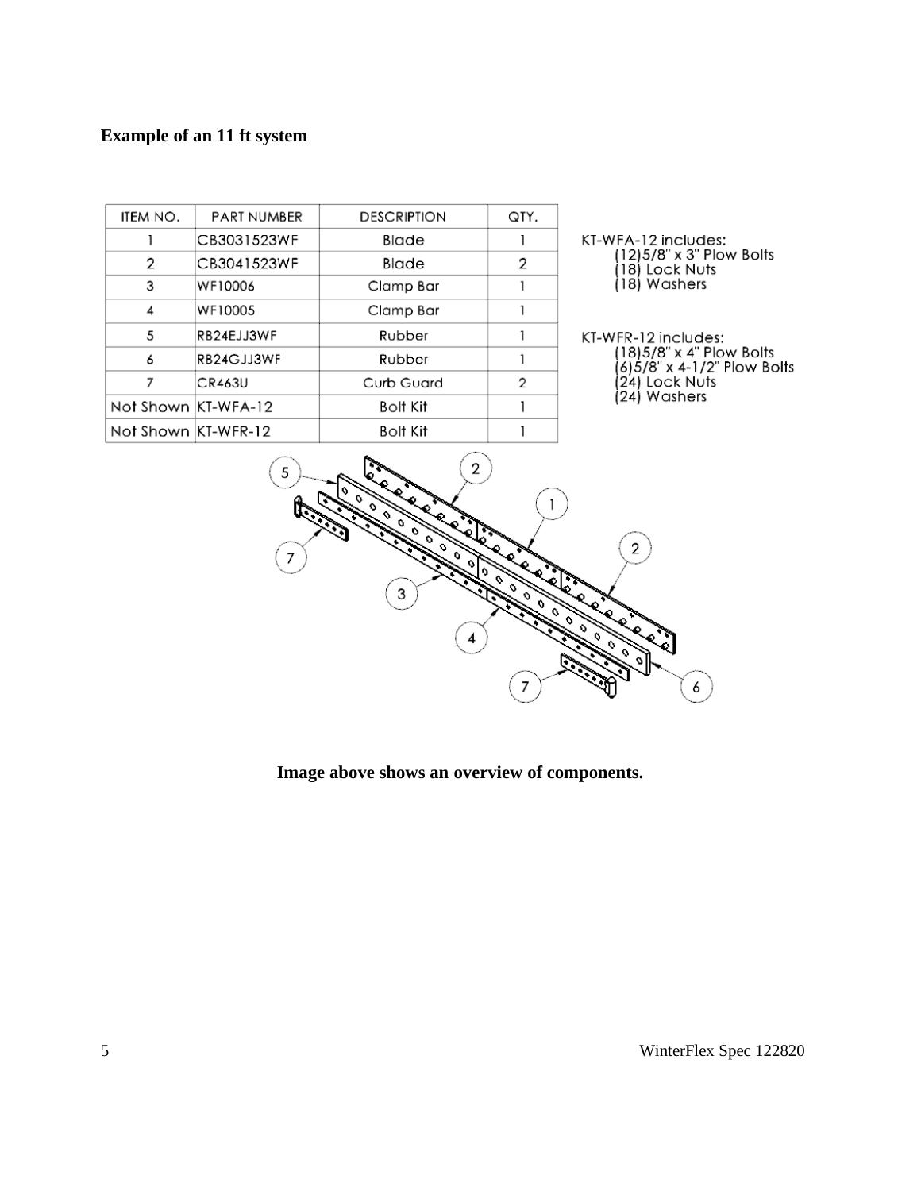**Example of an 11 ft system**

| ITEM NO. | PART NUMBER | DESCRIPTION | QTY. |
|---|---|---|---|
| 1 | CB3031523WF | Blade | 1 |
| 2 | CB3041523WF | Blade | 2 |
| 3 | WF10006 | Clamp Bar | 1 |
| 4 | WF10005 | Clamp Bar | 1 |
| 5 | RB24EJJ3WF | Rubber | 1 |
| 6 | RB24GJJ3WF | Rubber | 1 |
| 7 | CR463U | Curb Guard | 2 |
| Not Shown | KT-WFA-12 | Bolt Kit | 1 |
| Not Shown | KT-WFR-12 | Bolt Kit | 1 |

KT-WFA-12 includes:
- (12) 5/8" x 3" Plow Bolts
- (18) Lock Nuts
- (18) Washers

KT-WFR-12 includes:
- (18) 5/8" x 4" Plow Bolts
- (6) 5/8" x 4-1/2" Plow Bolts
- (24) Lock Nuts
- (24) Washers

5
2
1
2
7
3
4
7
6

**Image above shows an overview of components.**